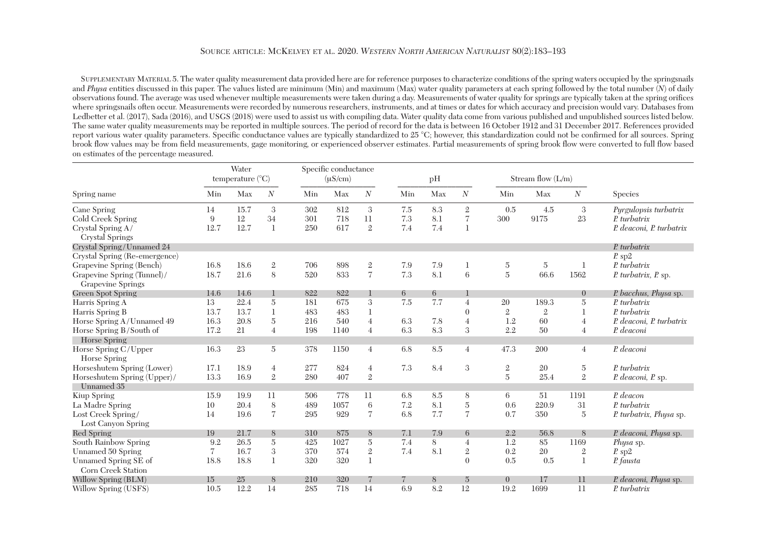Source article: McKelvey et al. 2020. *Western North American Naturalist* 80(2):183–193

Supplementary Material 5. The water quality measurement data provided here are for reference purposes to characterize conditions of the spring waters occupied by the springsnails and *Physa* entities discussed in this paper. The values listed are minimum (Min) and maximum (Max) water quality parameters at each spring followed by the total number (*N*) of daily observations found. The average was used whenever multiple measurements were taken during a day. Measurements of water quality for springs are typically taken at the spring orifices where springsnails often occur. Measurements were recorded by numerous researchers, instruments, and at times or dates for which accuracy and precision would vary. Databases from Ledbetter et al. (2017), Sada (2016), and USGS (2018) were used to assist us with compiling data. Water quality data come from various published and unpublished sources listed below. The same water quality measurements may be reported in multiple sources. The period of record for the data is between 16 October 1912 and 31 December 2017. References provided report various water quality parameters. Specific conductance values are typically standardized to 25 °C; however, this standardization could not be confirmed for all sources. Spring brook flow values may be from field measurements, gage monitoring, or experienced observer estimates. Partial measurements of spring brook flow were converted to full flow based on estimates of the percentage measured.

| Spring name | Water temperature (°C) | | | Specific conductance (µS/cm) | | | pH | | | Stream flow (L/m) | | | Species |
|---|---|---|---|---|---|---|---|---|---|---|---|---|---|
| | Min | Max | *N* | Min | Max | *N* | Min | Max | *N* | Min | Max | *N* | |
| Cane Spring | 14 | 15.7 | 3 | 302 | 812 | 3 | 7.5 | 8.3 | 2 | 0.5 | 4.5 | 3 | *Pyrgulopsis turbatrix* |
| Cold Creek Spring | 9 | 12 | 34 | 301 | 718 | 11 | 7.3 | 8.1 | 7 | 300 | 9175 | 23 | *P. turbatrix* |
| Crystal Spring A/ Crystal Springs | 12.7 | 12.7 | 1 | 250 | 617 | 2 | 7.4 | 7.4 | 1 | | | | *P. deaconi, P. turbatrix* |
| Crystal Spring/Unnamed 24 | | | | | | | | | | | | | *P. turbatrix* |
| Crystal Spring (Re-emergence) | | | | | | | | | | | | | *P.* sp2 |
| Grapevine Spring (Bench) | 16.8 | 18.6 | 2 | 706 | 898 | 2 | 7.9 | 7.9 | 1 | 5 | 5 | 1 | *P. turbatrix* |
| Grapevine Spring (Tunnel)/ Grapevine Springs | 18.7 | 21.6 | 8 | 520 | 833 | 7 | 7.3 | 8.1 | 6 | 5 | 66.6 | 1562 | *P. turbatrix, P.* sp. |
| Green Spot Spring | 14.6 | 14.6 | 1 | 822 | 822 | 1 | 6 | 6 | 1 | | | 0 | *P. bacchus, Physa* sp. |
| Harris Spring A | 13 | 22.4 | 5 | 181 | 675 | 3 | 7.5 | 7.7 | 4 | 20 | 189.3 | 5 | *P. turbatrix* |
| Harris Spring B | 13.7 | 13.7 | 1 | 483 | 483 | 1 | | | 0 | 2 | 2 | 1 | *P. turbatrix* |
| Horse Spring A/Unnamed 49 | 16.3 | 20.8 | 5 | 216 | 540 | 4 | 6.3 | 7.8 | 4 | 1.2 | 60 | 4 | *P. deaconi, P. turbatrix* |
| Horse Spring B/South of Horse Spring | 17.2 | 21 | 4 | 198 | 1140 | 4 | 6.3 | 8.3 | 3 | 2.2 | 50 | 4 | *P. deaconi* |
| Horse Spring C/Upper Horse Spring | 16.3 | 23 | 5 | 378 | 1150 | 4 | 6.8 | 8.5 | 4 | 47.3 | 200 | 4 | *P. deaconi* |
| Horseshutem Spring (Lower) | 17.1 | 18.9 | 4 | 277 | 824 | 4 | 7.3 | 8.4 | 3 | 2 | 20 | 5 | *P. turbatrix* |
| Horseshutem Spring (Upper)/ Unnamed 35 | 13.3 | 16.9 | 2 | 280 | 407 | 2 | | | | 5 | 25.4 | 2 | *P. deaconi, P.* sp. |
| Kiup Spring | 15.9 | 19.9 | 11 | 506 | 778 | 11 | 6.8 | 8.5 | 8 | 6 | 51 | 1191 | *P. deacon* |
| La Madre Spring | 10 | 20.4 | 8 | 489 | 1057 | 6 | 7.2 | 8.1 | 5 | 0.6 | 220.9 | 31 | *P. turbatrix* |
| Lost Creek Spring/ Lost Canyon Spring | 14 | 19.6 | 7 | 295 | 929 | 7 | 6.8 | 7.7 | 7 | 0.7 | 350 | 5 | *P. turbatrix, Physa* sp. |
| Red Spring | 19 | 21.7 | 8 | 310 | 875 | 8 | 7.1 | 7.9 | 6 | 2.2 | 56.8 | 8 | *P. deaconi, Physa* sp. |
| South Rainbow Spring | 9.2 | 26.5 | 5 | 425 | 1027 | 5 | 7.4 | 8 | 4 | 1.2 | 85 | 1169 | *Physa* sp. |
| Unnamed 50 Spring | 7 | 16.7 | 3 | 370 | 574 | 2 | 7.4 | 8.1 | 2 | 0.2 | 20 | 2 | *P.* sp2 |
| Unnamed Spring SE of Corn Creek Station | 18.8 | 18.8 | 1 | 320 | 320 | 1 | | | 0 | 0.5 | 0.5 | 1 | *P. fausta* |
| Willow Spring (BLM) | 15 | 25 | 8 | 210 | 320 | 7 | 7 | 8 | 5 | 0 | 17 | 11 | *P. deaconi, Physa* sp. |
| Willow Spring (USFS) | 10.5 | 12.2 | 14 | 285 | 718 | 14 | 6.9 | 8.2 | 12 | 19.2 | 1699 | 11 | *P. turbatrix* |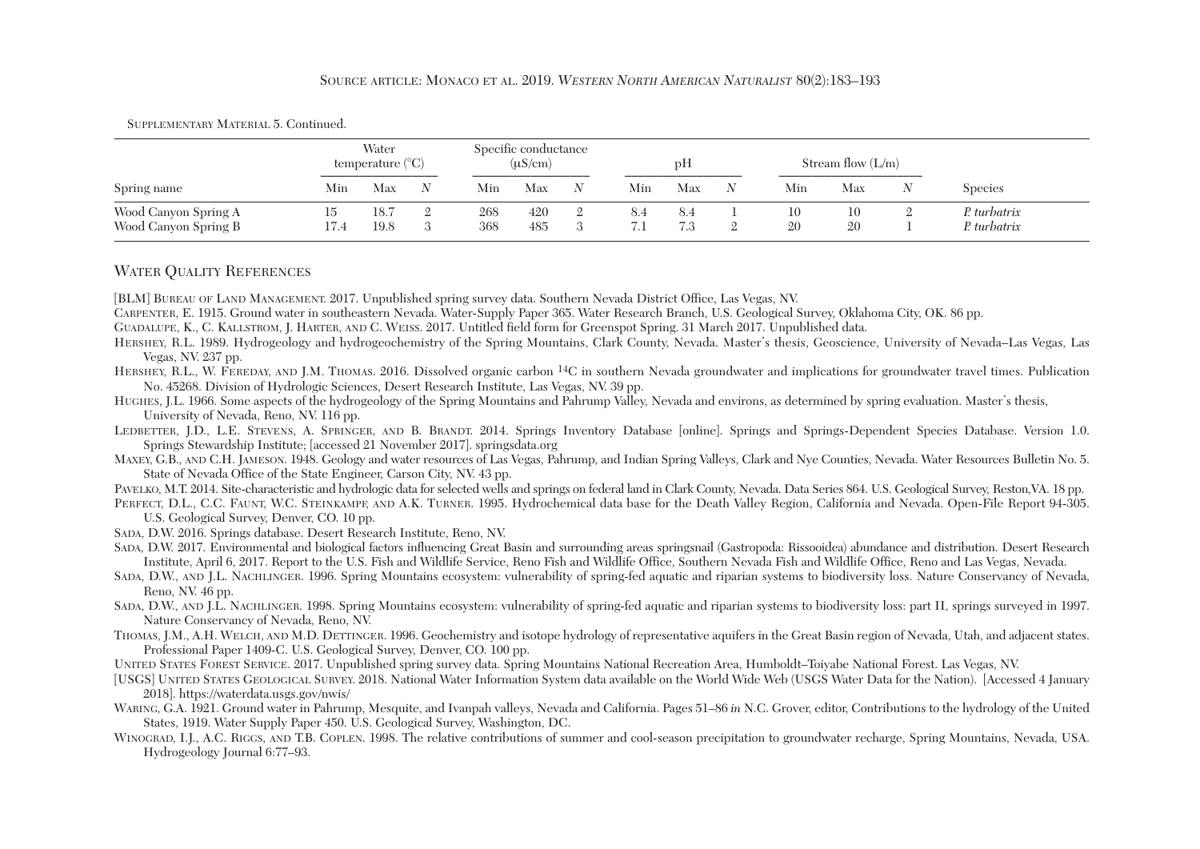Supplementary Material 5. Continued.

| Spring name | Water temperature (°C) | | | Specific conductance (μS/cm) | | | pH | | | Stream flow (L/m) | | | Species |
|---|---|---|---|---|---|---|---|---|---|---|---|---|---|
| | Min | Max | *N* | Min | Max | *N* | Min | Max | *N* | Min | Max | *N* | |
| Wood Canyon Spring A | 15 | 18.7 | 2 | 268 | 420 | 2 | 8.4 | 8.4 | 1 | 10 | 10 | 2 | *P. turbatrix* |
| Wood Canyon Spring B | 17.4 | 19.8 | 3 | 368 | 485 | 3 | 7.1 | 7.3 | 2 | 20 | 20 | 1 | *P. turbatrix* |

## Water Quality References

[BLM] Bureau of Land Management. 2017. Unpublished spring survey data. Southern Nevada District Office, Las Vegas, NV.

Carpenter, E. 1915. Ground water in southeastern Nevada. Water-Supply Paper 365. Water Research Branch, U.S. Geological Survey, Oklahoma City, OK. 86 pp.

Guadalupe, K., C. Kallstrom, J. Harter, and C. Weiss. 2017. Untitled field form for Greenspot Spring. 31 March 2017. Unpublished data.

Hershey, R.L. 1989. Hydrogeology and hydrogeochemistry of the Spring Mountains, Clark County, Nevada. Master's thesis, Geoscience, University of Nevada–Las Vegas, Las Vegas, NV. 237 pp.

Hershey, R.L., W. Fereday, and J.M. Thomas. 2016. Dissolved organic carbon $^{14}C$ in southern Nevada groundwater and implications for groundwater travel times. Publication No. 45268. Division of Hydrologic Sciences, Desert Research Institute, Las Vegas, NV. 39 pp.

Hughes, J.L. 1966. Some aspects of the hydrogeology of the Spring Mountains and Pahrump Valley, Nevada and environs, as determined by spring evaluation. Master's thesis, University of Nevada, Reno, NV. 116 pp.

Ledbetter, J.D., L.E. Stevens, A. Springer, and B. Brandt. 2014. Springs Inventory Database [online]. Springs and Springs-Dependent Species Database. Version 1.0. Springs Stewardship Institute; [accessed 21 November 2017]. springsdata.org

Maxey, G.B., and C.H. Jameson. 1948. Geology and water resources of Las Vegas, Pahrump, and Indian Spring Valleys, Clark and Nye Counties, Nevada. Water Resources Bulletin No. 5. State of Nevada Office of the State Engineer, Carson City, NV. 43 pp.

Pavelko, M.T. 2014. Site-characteristic and hydrologic data for selected wells and springs on federal land in Clark County, Nevada. Data Series 864. U.S. Geological Survey, Reston,VA. 18 pp.

Perfect, D.L., C.C. Faunt, W.C. Steinkampf, and A.K. Turner. 1995. Hydrochemical data base for the Death Valley Region, California and Nevada. Open-File Report 94-305. U.S. Geological Survey, Denver, CO. 10 pp.

Sada, D.W. 2016. Springs database. Desert Research Institute, Reno, NV.

Sada, D.W. 2017. Environmental and biological factors influencing Great Basin and surrounding areas springsnail (Gastropoda: Rissooidea) abundance and distribution. Desert Research Institute, April 6, 2017. Report to the U.S. Fish and Wildlife Service, Reno Fish and Wildlife Office, Southern Nevada Fish and Wildlife Office, Reno and Las Vegas, Nevada.

Sada, D.W., and J.L. Nachlinger. 1996. Spring Mountains ecosystem: vulnerability of spring-fed aquatic and riparian systems to biodiversity loss. Nature Conservancy of Nevada, Reno, NV. 46 pp.

Sada, D.W., and J.L. Nachlinger. 1998. Spring Mountains ecosystem: vulnerability of spring-fed aquatic and riparian systems to biodiversity loss: part II, springs surveyed in 1997. Nature Conservancy of Nevada, Reno, NV.

Thomas, J.M., A.H. Welch, and M.D. Dettinger. 1996. Geochemistry and isotope hydrology of representative aquifers in the Great Basin region of Nevada, Utah, and adjacent states. Professional Paper 1409-C. U.S. Geological Survey, Denver, CO. 100 pp.

United States Forest Service. 2017. Unpublished spring survey data. Spring Mountains National Recreation Area, Humboldt–Toiyabe National Forest. Las Vegas, NV.

[USGS] United States Geological Survey. 2018. National Water Information System data available on the World Wide Web (USGS Water Data for the Nation). [Accessed 4 January 2018]. https://waterdata.usgs.gov/nwis/

Waring, G.A. 1921. Ground water in Pahrump, Mesquite, and Ivanpah valleys, Nevada and California. Pages 51–86 *in* N.C. Grover, editor, Contributions to the hydrology of the United States, 1919. Water Supply Paper 450. U.S. Geological Survey, Washington, DC.

Winograd, I.J., A.C. Riggs, and T.B. Coplen. 1998. The relative contributions of summer and cool-season precipitation to groundwater recharge, Spring Mountains, Nevada, USA. Hydrogeology Journal 6:77–93.